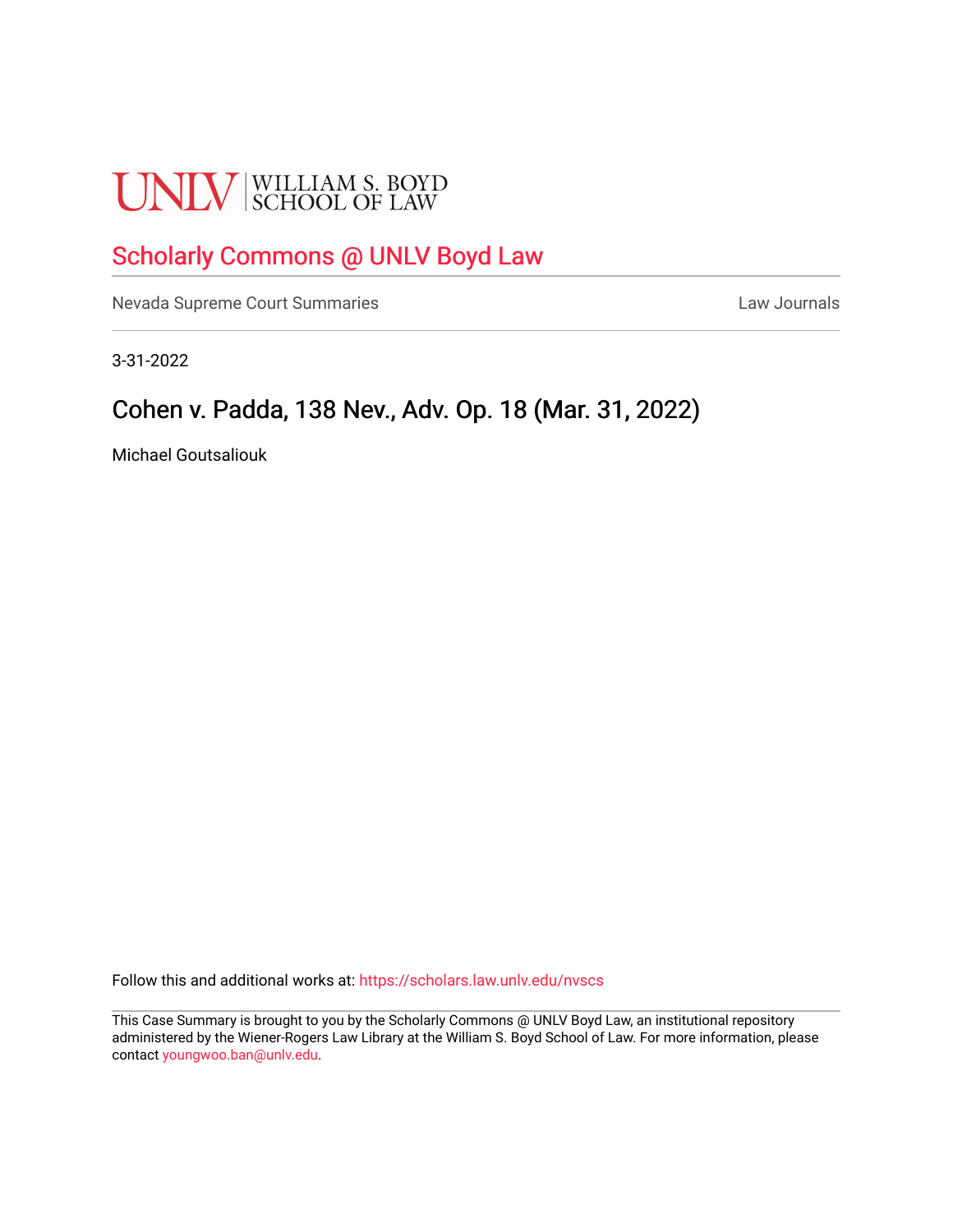UNLV | WILLIAM S. BOYD SCHOOL OF LAW

# Scholarly Commons @ UNLV Boyd Law

Nevada Supreme Court Summaries | Law Journals

3-31-2022

## Cohen v. Padda, 138 Nev., Adv. Op. 18 (Mar. 31, 2022)

Michael Goutsaliouk

Follow this and additional works at: https://scholars.law.unlv.edu/nvscs

This Case Summary is brought to you by the Scholarly Commons @ UNLV Boyd Law, an institutional repository administered by the Wiener-Rogers Law Library at the William S. Boyd School of Law. For more information, please contact youngwoo.ban@unlv.edu.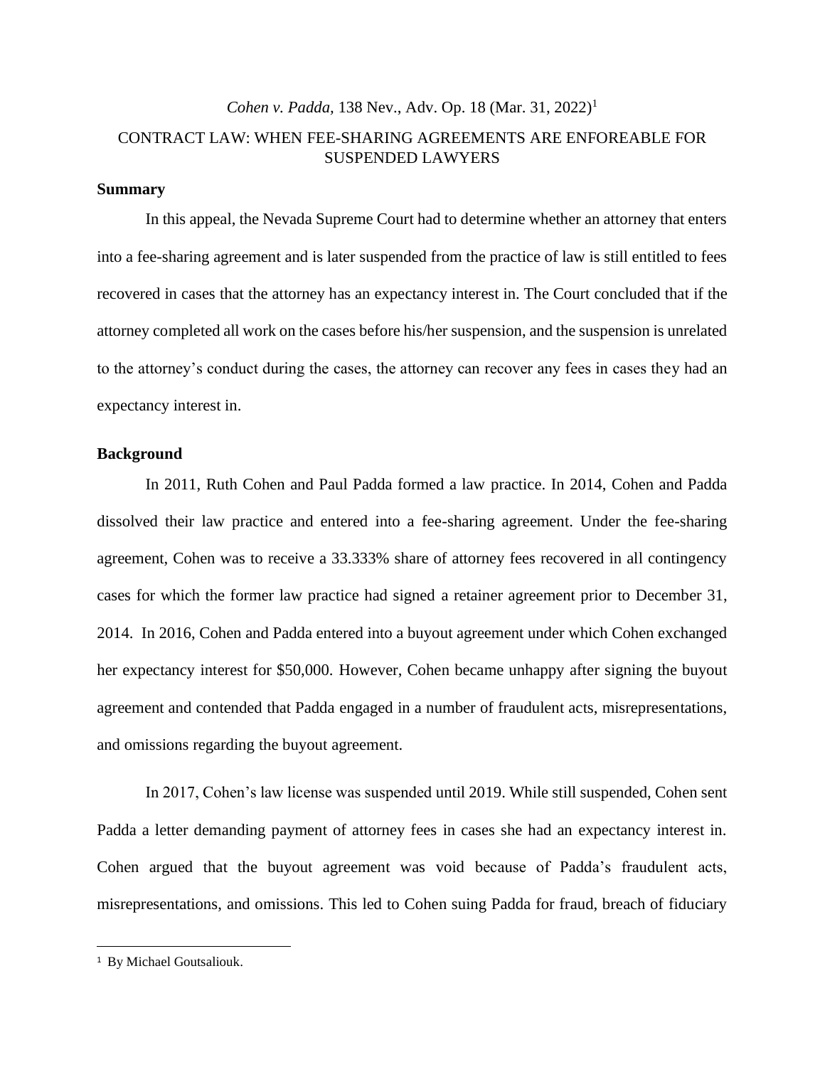*Cohen v. Padda*, 138 Nev., Adv. Op. 18 (Mar. 31, 2022)[1]

CONTRACT LAW: WHEN FEE-SHARING AGREEMENTS ARE ENFOREABLE FOR SUSPENDED LAWYERS

**Summary**

In this appeal, the Nevada Supreme Court had to determine whether an attorney that enters into a fee-sharing agreement and is later suspended from the practice of law is still entitled to fees recovered in cases that the attorney has an expectancy interest in. The Court concluded that if the attorney completed all work on the cases before his/her suspension, and the suspension is unrelated to the attorney's conduct during the cases, the attorney can recover any fees in cases they had an expectancy interest in.

**Background**

In 2011, Ruth Cohen and Paul Padda formed a law practice. In 2014, Cohen and Padda dissolved their law practice and entered into a fee-sharing agreement. Under the fee-sharing agreement, Cohen was to receive a 33.333% share of attorney fees recovered in all contingency cases for which the former law practice had signed a retainer agreement prior to December 31, 2014. In 2016, Cohen and Padda entered into a buyout agreement under which Cohen exchanged her expectancy interest for $50,000. However, Cohen became unhappy after signing the buyout agreement and contended that Padda engaged in a number of fraudulent acts, misrepresentations, and omissions regarding the buyout agreement.

In 2017, Cohen's law license was suspended until 2019. While still suspended, Cohen sent Padda a letter demanding payment of attorney fees in cases she had an expectancy interest in. Cohen argued that the buyout agreement was void because of Padda's fraudulent acts, misrepresentations, and omissions. This led to Cohen suing Padda for fraud, breach of fiduciary

[1] By Michael Goutsaliouk.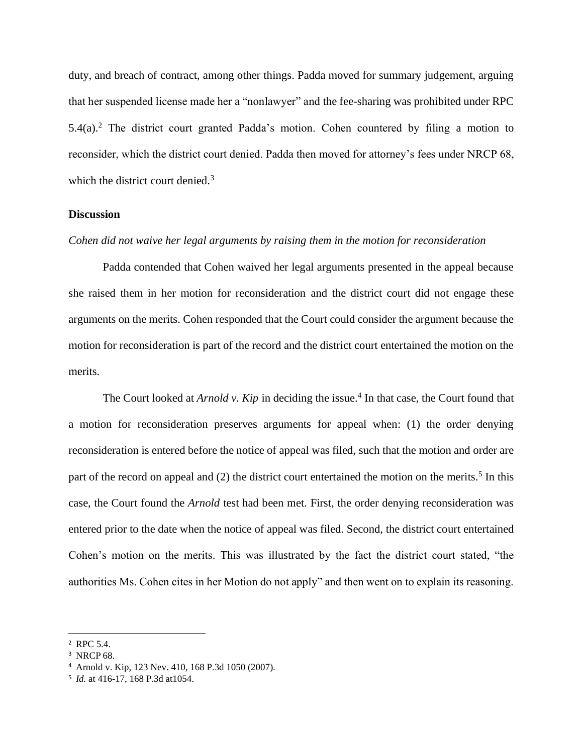duty, and breach of contract, among other things. Padda moved for summary judgement, arguing that her suspended license made her a "nonlawyer" and the fee-sharing was prohibited under RPC 5.4(a).[2] The district court granted Padda's motion. Cohen countered by filing a motion to reconsider, which the district court denied. Padda then moved for attorney's fees under NRCP 68, which the district court denied.[3]

**Discussion**

*Cohen did not waive her legal arguments by raising them in the motion for reconsideration*

Padda contended that Cohen waived her legal arguments presented in the appeal because she raised them in her motion for reconsideration and the district court did not engage these arguments on the merits. Cohen responded that the Court could consider the argument because the motion for reconsideration is part of the record and the district court entertained the motion on the merits.

The Court looked at *Arnold v. Kip* in deciding the issue.[4] In that case, the Court found that a motion for reconsideration preserves arguments for appeal when: (1) the order denying reconsideration is entered before the notice of appeal was filed, such that the motion and order are part of the record on appeal and (2) the district court entertained the motion on the merits.[5] In this case, the Court found the *Arnold* test had been met. First, the order denying reconsideration was entered prior to the date when the notice of appeal was filed. Second, the district court entertained Cohen's motion on the merits. This was illustrated by the fact the district court stated, "the authorities Ms. Cohen cites in her Motion do not apply" and then went on to explain its reasoning.

---

[2] RPC 5.4.

[3] NRCP 68.

[4] Arnold v. Kip, 123 Nev. 410, 168 P.3d 1050 (2007).

[5] *Id.* at 416-17, 168 P.3d at1054.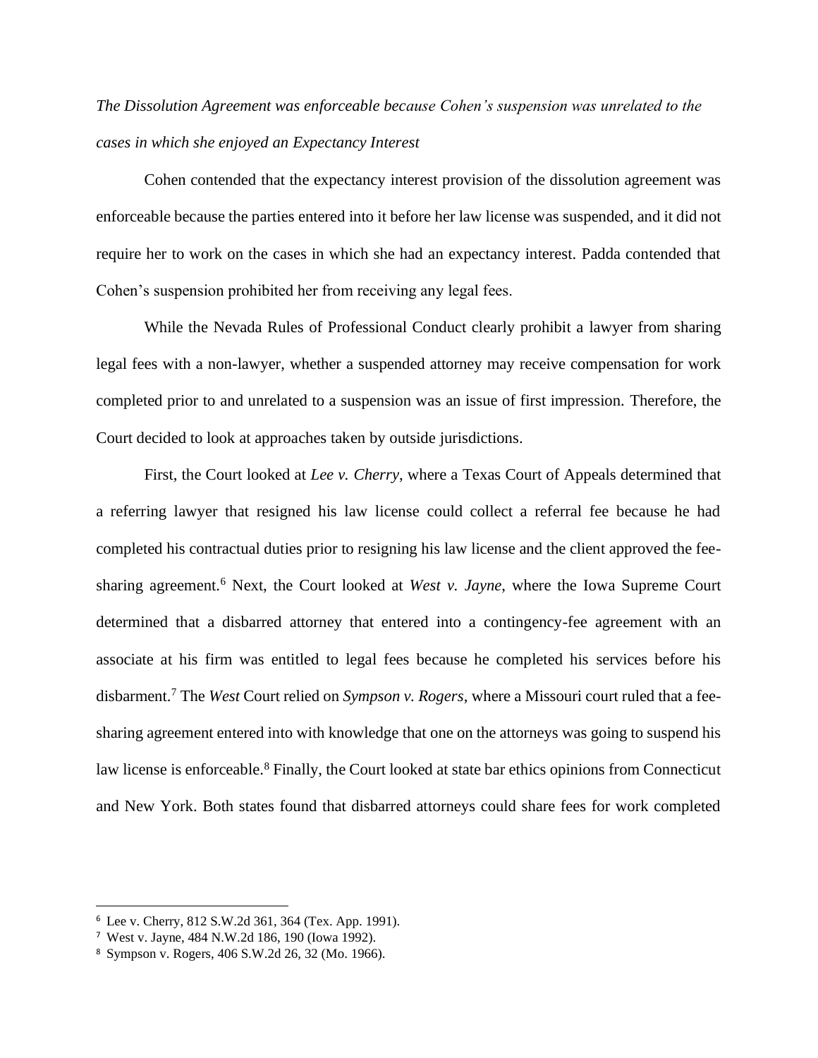*The Dissolution Agreement was enforceable because Cohen's suspension was unrelated to the cases in which she enjoyed an Expectancy Interest*

Cohen contended that the expectancy interest provision of the dissolution agreement was enforceable because the parties entered into it before her law license was suspended, and it did not require her to work on the cases in which she had an expectancy interest. Padda contended that Cohen's suspension prohibited her from receiving any legal fees.

While the Nevada Rules of Professional Conduct clearly prohibit a lawyer from sharing legal fees with a non-lawyer, whether a suspended attorney may receive compensation for work completed prior to and unrelated to a suspension was an issue of first impression. Therefore, the Court decided to look at approaches taken by outside jurisdictions.

First, the Court looked at *Lee v. Cherry*, where a Texas Court of Appeals determined that a referring lawyer that resigned his law license could collect a referral fee because he had completed his contractual duties prior to resigning his law license and the client approved the fee-sharing agreement.[6] Next, the Court looked at *West v. Jayne*, where the Iowa Supreme Court determined that a disbarred attorney that entered into a contingency-fee agreement with an associate at his firm was entitled to legal fees because he completed his services before his disbarment.[7] The *West* Court relied on *Sympson v. Rogers*, where a Missouri court ruled that a fee-sharing agreement entered into with knowledge that one on the attorneys was going to suspend his law license is enforceable.[8] Finally, the Court looked at state bar ethics opinions from Connecticut and New York. Both states found that disbarred attorneys could share fees for work completed

---

[6] Lee v. Cherry, 812 S.W.2d 361, 364 (Tex. App. 1991).

[7] West v. Jayne, 484 N.W.2d 186, 190 (Iowa 1992).

[8] Sympson v. Rogers, 406 S.W.2d 26, 32 (Mo. 1966).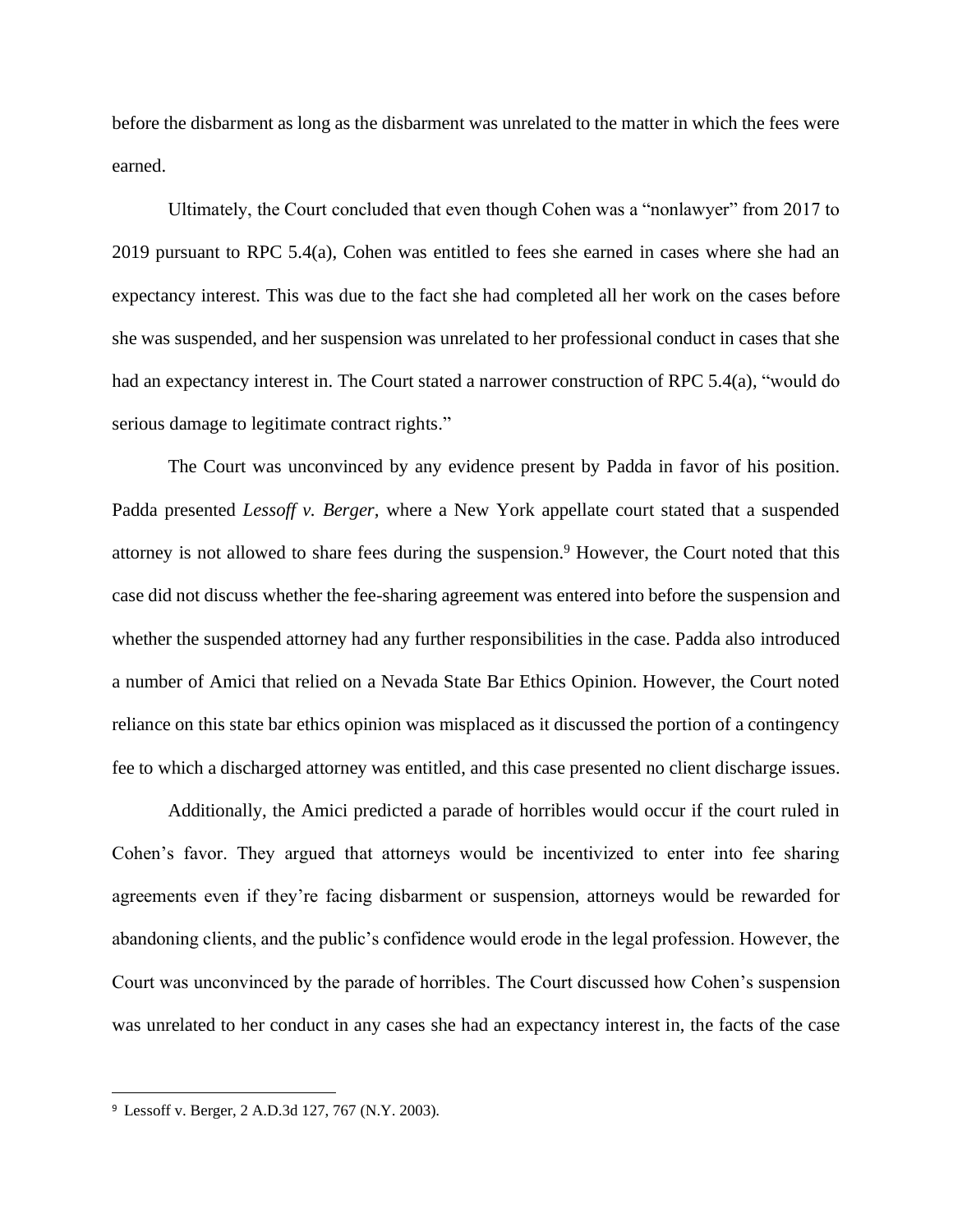before the disbarment as long as the disbarment was unrelated to the matter in which the fees were earned.

Ultimately, the Court concluded that even though Cohen was a "nonlawyer" from 2017 to 2019 pursuant to RPC 5.4(a), Cohen was entitled to fees she earned in cases where she had an expectancy interest. This was due to the fact she had completed all her work on the cases before she was suspended, and her suspension was unrelated to her professional conduct in cases that she had an expectancy interest in. The Court stated a narrower construction of RPC 5.4(a), "would do serious damage to legitimate contract rights."

The Court was unconvinced by any evidence present by Padda in favor of his position. Padda presented *Lessoff v. Berger*, where a New York appellate court stated that a suspended attorney is not allowed to share fees during the suspension.[9] However, the Court noted that this case did not discuss whether the fee-sharing agreement was entered into before the suspension and whether the suspended attorney had any further responsibilities in the case. Padda also introduced a number of Amici that relied on a Nevada State Bar Ethics Opinion. However, the Court noted reliance on this state bar ethics opinion was misplaced as it discussed the portion of a contingency fee to which a discharged attorney was entitled, and this case presented no client discharge issues.

Additionally, the Amici predicted a parade of horribles would occur if the court ruled in Cohen's favor. They argued that attorneys would be incentivized to enter into fee sharing agreements even if they're facing disbarment or suspension, attorneys would be rewarded for abandoning clients, and the public's confidence would erode in the legal profession. However, the Court was unconvinced by the parade of horribles. The Court discussed how Cohen's suspension was unrelated to her conduct in any cases she had an expectancy interest in, the facts of the case

---

[9] Lessoff v. Berger, 2 A.D.3d 127, 767 (N.Y. 2003).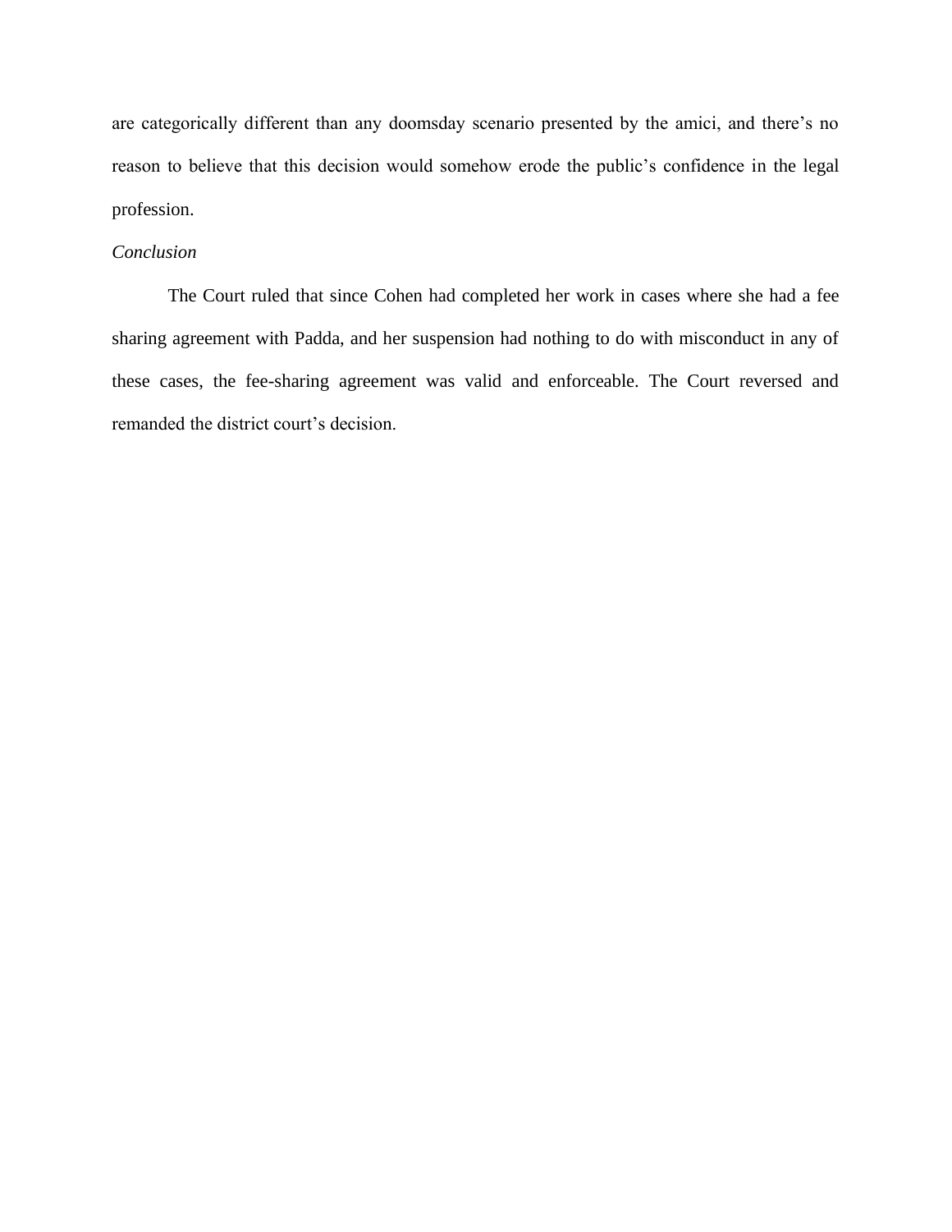are categorically different than any doomsday scenario presented by the amici, and there's no reason to believe that this decision would somehow erode the public's confidence in the legal profession.

*Conclusion*

The Court ruled that since Cohen had completed her work in cases where she had a fee sharing agreement with Padda, and her suspension had nothing to do with misconduct in any of these cases, the fee-sharing agreement was valid and enforceable. The Court reversed and remanded the district court's decision.